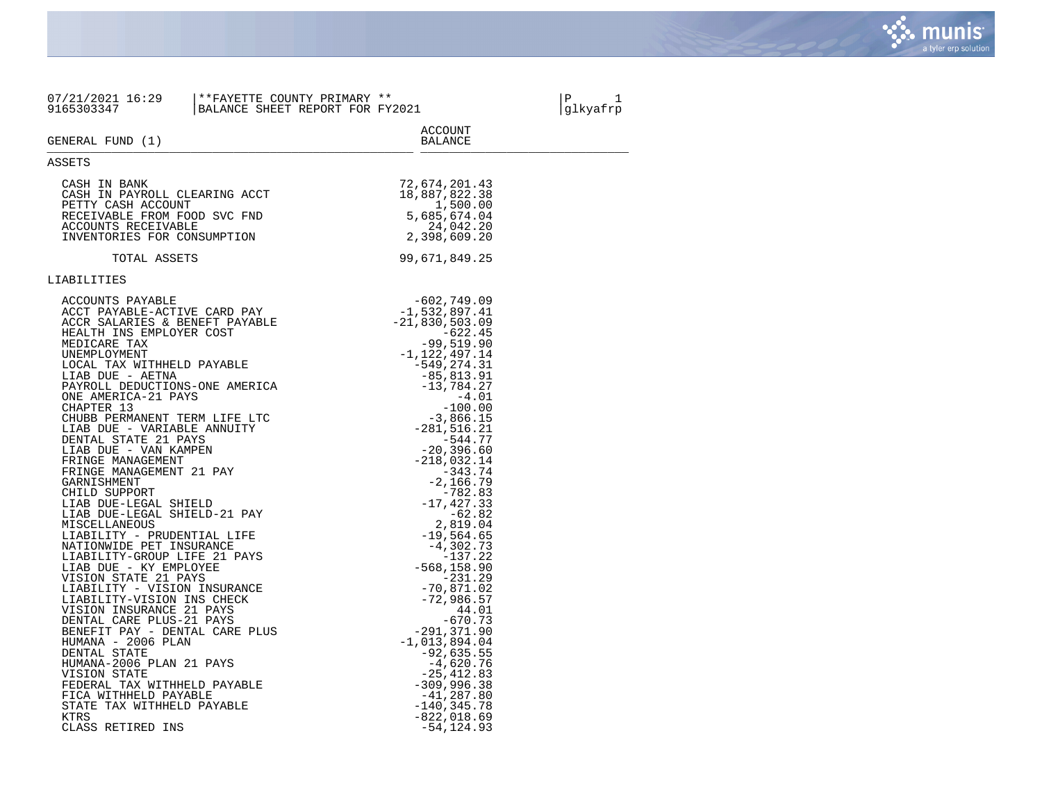07/21/2021 16:29 | **FAYETTE COUNTY PRIMARY ** | P 1
9165303347 | BALANCE SHEET REPORT FOR FY2021 | glkyafrp

| GENERAL FUND (1) | ACCOUNT BALANCE |
|---|---|
| **ASSETS** | |
| CASH IN BANK | 72,674,201.43 |
| CASH IN PAYROLL CLEARING ACCT | 18,887,822.38 |
| PETTY CASH ACCOUNT | 1,500.00 |
| RECEIVABLE FROM FOOD SVC FND | 5,685,674.04 |
| ACCOUNTS RECEIVABLE | 24,042.20 |
| INVENTORIES FOR CONSUMPTION | 2,398,609.20 |
| TOTAL ASSETS | 99,671,849.25 |
| **LIABILITIES** | |
| ACCOUNTS PAYABLE | -602,749.09 |
| ACCT PAYABLE-ACTIVE CARD PAY | -1,532,897.41 |
| ACCR SALARIES & BENEFT PAYABLE | -21,830,503.09 |
| HEALTH INS EMPLOYER COST | -622.45 |
| MEDICARE TAX | -99,519.90 |
| UNEMPLOYMENT | -1,122,497.14 |
| LOCAL TAX WITHHELD PAYABLE | -549,274.31 |
| LIAB DUE - AETNA | -85,813.91 |
| PAYROLL DEDUCTIONS-ONE AMERICA | -13,784.27 |
| ONE AMERICA-21 PAYS | -4.01 |
| CHAPTER 13 | -100.00 |
| CHUBB PERMANENT TERM LIFE LTC | -3,866.15 |
| LIAB DUE - VARIABLE ANNUITY | -281,516.21 |
| DENTAL STATE 21 PAYS | -544.77 |
| LIAB DUE - VAN KAMPEN | -20,396.60 |
| FRINGE MANAGEMENT | -218,032.14 |
| FRINGE MANAGEMENT 21 PAY | -343.74 |
| GARNISHMENT | -2,166.79 |
| CHILD SUPPORT | -782.83 |
| LIAB DUE-LEGAL SHIELD | -17,427.33 |
| LIAB DUE-LEGAL SHIELD-21 PAY | -62.82 |
| MISCELLANEOUS | 2,819.04 |
| LIABILITY - PRUDENTIAL LIFE | -19,564.65 |
| NATIONWIDE PET INSURANCE | -4,302.73 |
| LIABILITY-GROUP LIFE 21 PAYS | -137.22 |
| LIAB DUE - KY EMPLOYEE | -568,158.90 |
| VISION STATE 21 PAYS | -231.29 |
| LIABILITY - VISION INSURANCE | -70,871.02 |
| LIABILITY-VISION INS CHECK | -72,986.57 |
| VISION INSURANCE 21 PAYS | 44.01 |
| DENTAL CARE PLUS-21 PAYS | -670.73 |
| BENEFIT PAY - DENTAL CARE PLUS | -291,371.90 |
| HUMANA - 2006 PLAN | -1,013,894.04 |
| DENTAL STATE | -92,635.55 |
| HUMANA-2006 PLAN 21 PAYS | -4,620.76 |
| VISION STATE | -25,412.83 |
| FEDERAL TAX WITHHELD PAYABLE | -309,996.38 |
| FICA WITHHELD PAYABLE | -41,287.80 |
| STATE TAX WITHHELD PAYABLE | -140,345.78 |
| KTRS | -822,018.69 |
| CLASS RETIRED INS | -54,124.93 |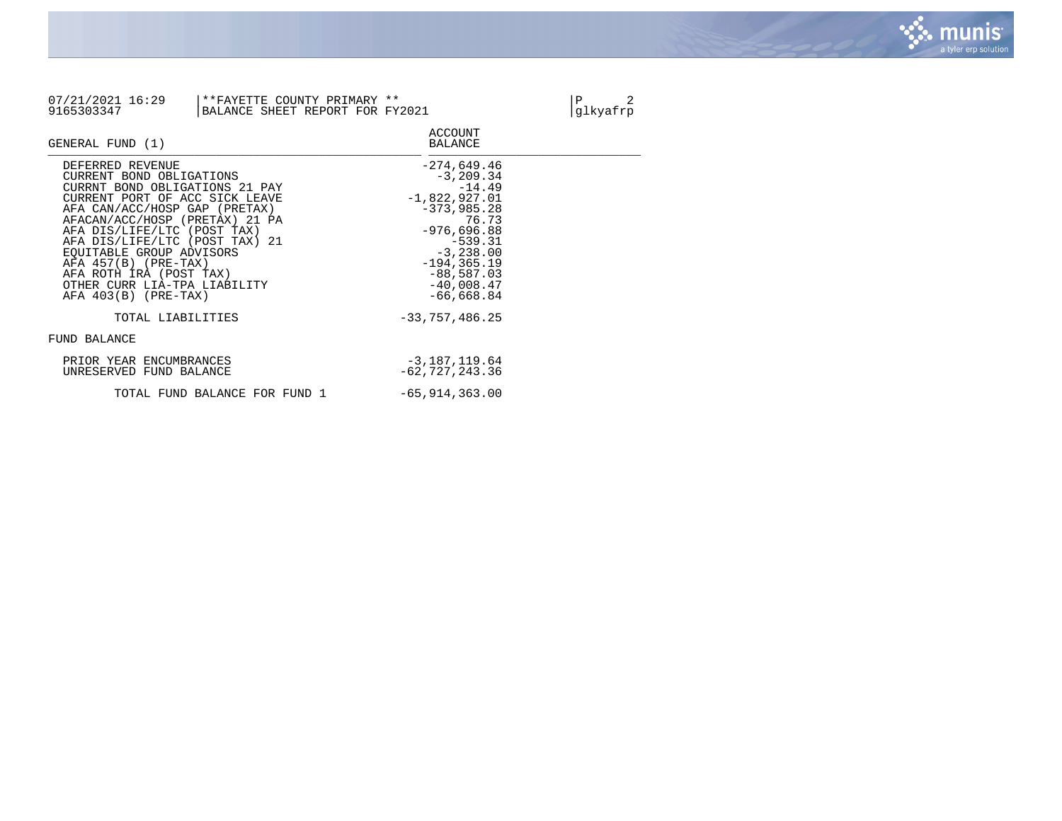07/21/2021 16:29 | **FAYETTE COUNTY PRIMARY **
9165303347 | BALANCE SHEET REPORT FOR FY2021

| GENERAL FUND (1) | ACCOUNT BALANCE |
|---|---|
| DEFERRED REVENUE | -274,649.46 |
| CURRENT BOND OBLIGATIONS | -3,209.34 |
| CURRNT BOND OBLIGATIONS 21 PAY | -14.49 |
| CURRENT PORT OF ACC SICK LEAVE | -1,822,927.01 |
| AFA CAN/ACC/HOSP GAP (PRETAX) | -373,985.28 |
| AFACAN/ACC/HOSP (PRETAX) 21 PA | 76.73 |
| AFA DIS/LIFE/LTC (POST TAX) | -976,696.88 |
| AFA DIS/LIFE/LTC (POST TAX) 21 | -539.31 |
| EQUITABLE GROUP ADVISORS | -3,238.00 |
| AFA 457(B) (PRE-TAX) | -194,365.19 |
| AFA ROTH IRA (POST TAX) | -88,587.03 |
| OTHER CURR LIA-TPA LIABILITY | -40,008.47 |
| AFA 403(B) (PRE-TAX) | -66,668.84 |
| TOTAL LIABILITIES | -33,757,486.25 |
| **FUND BALANCE** | |
| PRIOR YEAR ENCUMBRANCES | -3,187,119.64 |
| UNRESERVED FUND BALANCE | -62,727,243.36 |
| TOTAL FUND BALANCE FOR FUND 1 | -65,914,363.00 |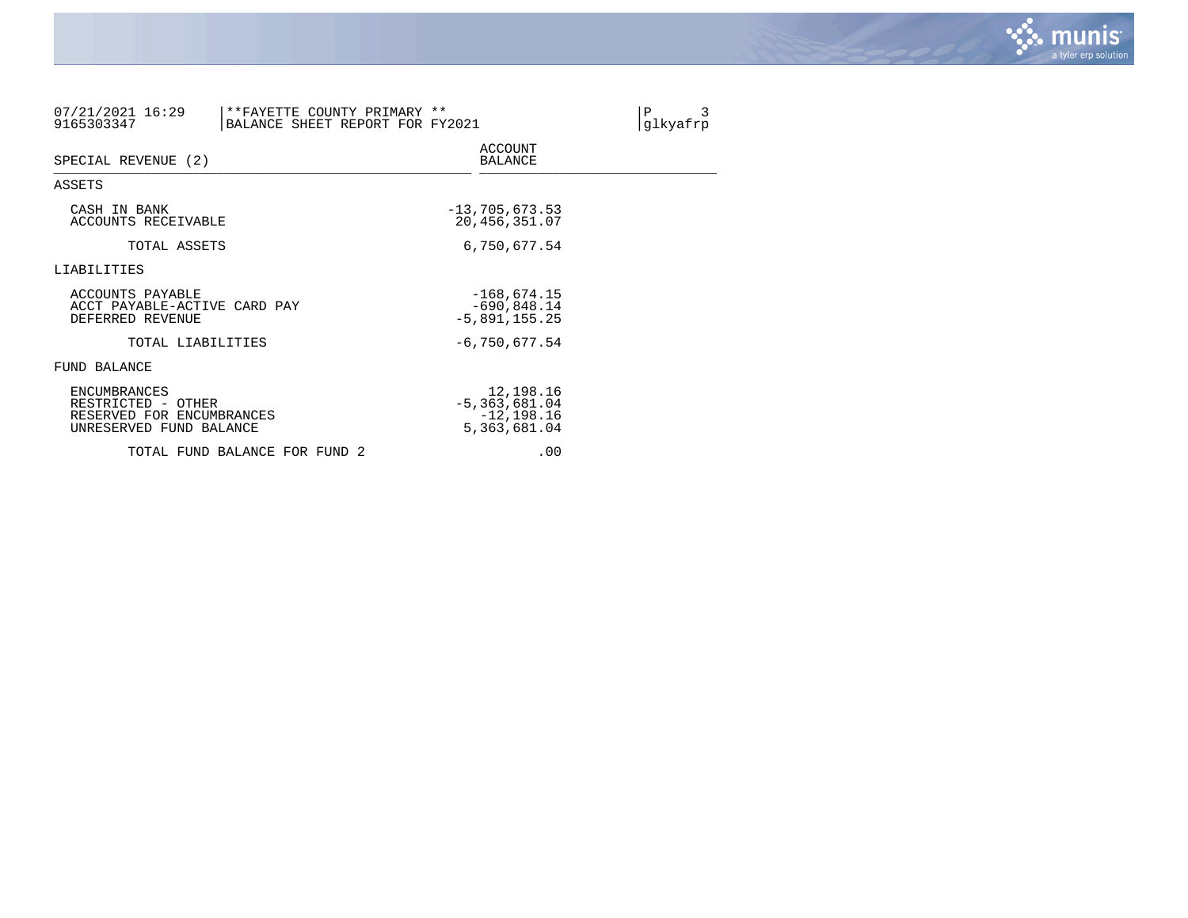07/21/2021 16:29 | **FAYETTE COUNTY PRIMARY **
9165303347 | BALANCE SHEET REPORT FOR FY2021

P 3
glkyafrp

| SPECIAL REVENUE (2) | ACCOUNT BALANCE |
|---|---|
| **ASSETS** | |
| CASH IN BANK | -13,705,673.53 |
| ACCOUNTS RECEIVABLE | 20,456,351.07 |
| TOTAL ASSETS | 6,750,677.54 |
| **LIABILITIES** | |
| ACCOUNTS PAYABLE | -168,674.15 |
| ACCT PAYABLE-ACTIVE CARD PAY | -690,848.14 |
| DEFERRED REVENUE | -5,891,155.25 |
| TOTAL LIABILITIES | -6,750,677.54 |
| **FUND BALANCE** | |
| ENCUMBRANCES | 12,198.16 |
| RESTRICTED - OTHER | -5,363,681.04 |
| RESERVED FOR ENCUMBRANCES | -12,198.16 |
| UNRESERVED FUND BALANCE | 5,363,681.04 |
| TOTAL FUND BALANCE FOR FUND 2 | .00 |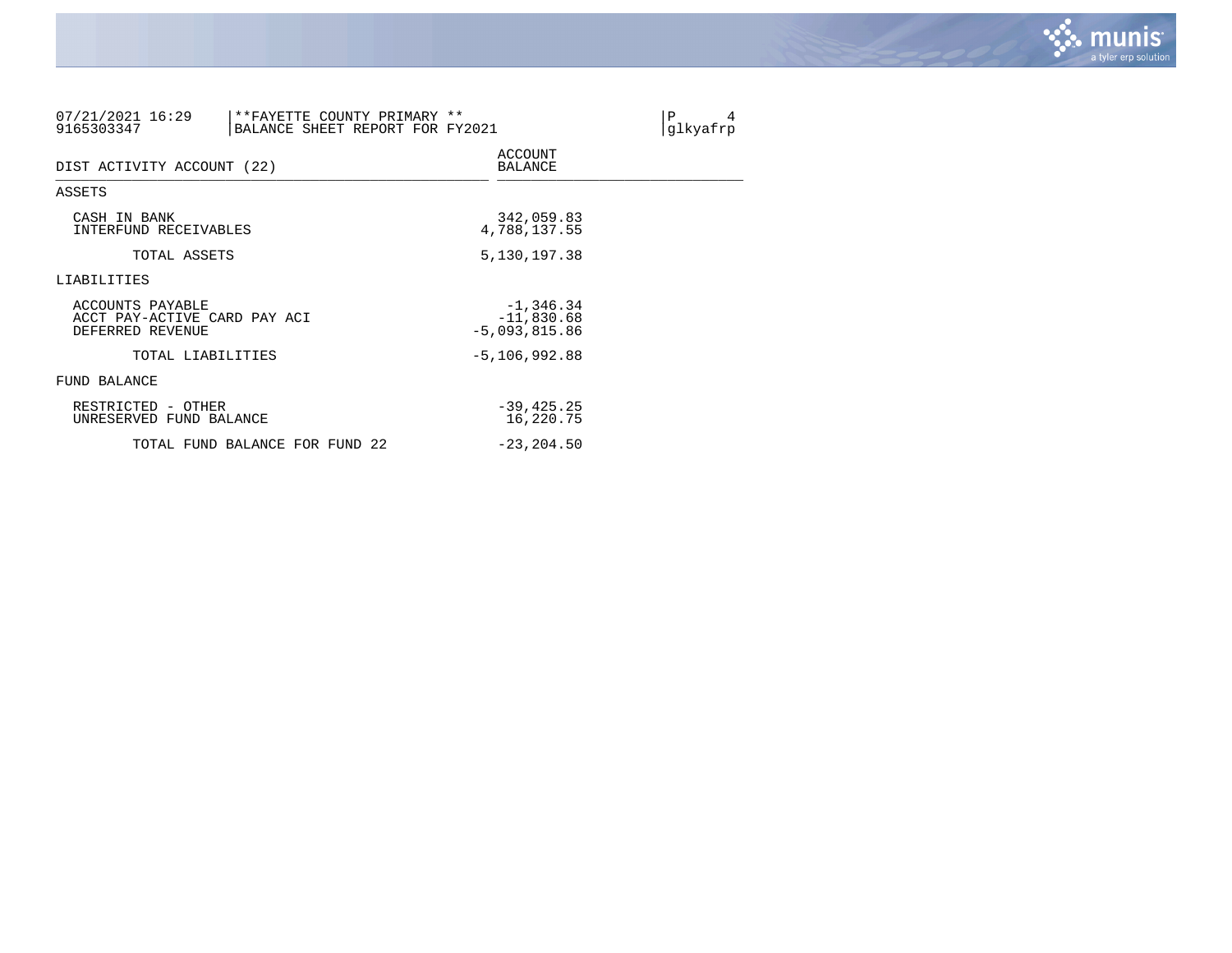07/21/2021 16:29
9165303347

**FAYETTE COUNTY PRIMARY **
BALANCE SHEET REPORT FOR FY2021

P 4
glkyafrp

| DIST ACTIVITY ACCOUNT (22) | ACCOUNT BALANCE |
|---|---|
| **ASSETS** | |
| CASH IN BANK | 342,059.83 |
| INTERFUND RECEIVABLES | 4,788,137.55 |
| TOTAL ASSETS | 5,130,197.38 |
| **LIABILITIES** | |
| ACCOUNTS PAYABLE | -1,346.34 |
| ACCT PAY-ACTIVE CARD PAY ACI | -11,830.68 |
| DEFERRED REVENUE | -5,093,815.86 |
| TOTAL LIABILITIES | -5,106,992.88 |
| **FUND BALANCE** | |
| RESTRICTED - OTHER | -39,425.25 |
| UNRESERVED FUND BALANCE | 16,220.75 |
| TOTAL FUND BALANCE FOR FUND 22 | -23,204.50 |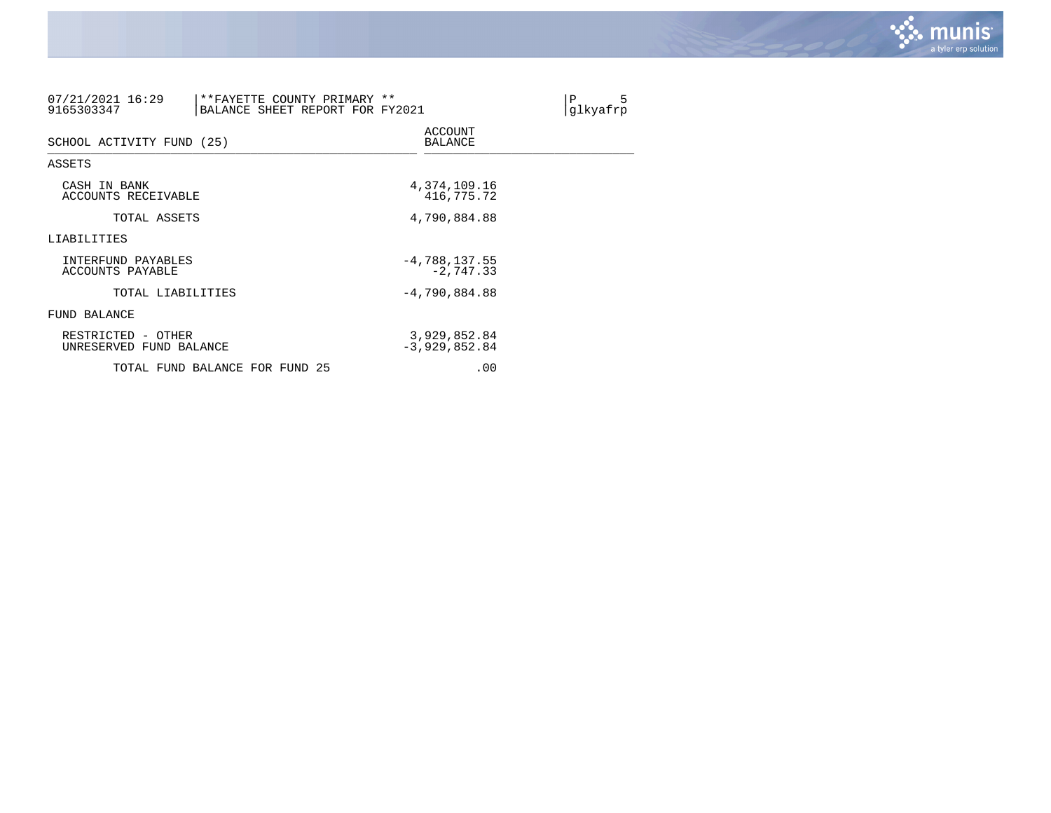07/21/2021 16:29 | **FAYETTE COUNTY PRIMARY ** | P 5
9165303347 | BALANCE SHEET REPORT FOR FY2021 | glkyafrp

| SCHOOL ACTIVITY FUND (25) | ACCOUNT BALANCE |
|---|---|
| **ASSETS** | |
| CASH IN BANK | 4,374,109.16 |
| ACCOUNTS RECEIVABLE | 416,775.72 |
| TOTAL ASSETS | 4,790,884.88 |
| **LIABILITIES** | |
| INTERFUND PAYABLES | -4,788,137.55 |
| ACCOUNTS PAYABLE | -2,747.33 |
| TOTAL LIABILITIES | -4,790,884.88 |
| **FUND BALANCE** | |
| RESTRICTED - OTHER | 3,929,852.84 |
| UNRESERVED FUND BALANCE | -3,929,852.84 |
| TOTAL FUND BALANCE FOR FUND 25 | .00 |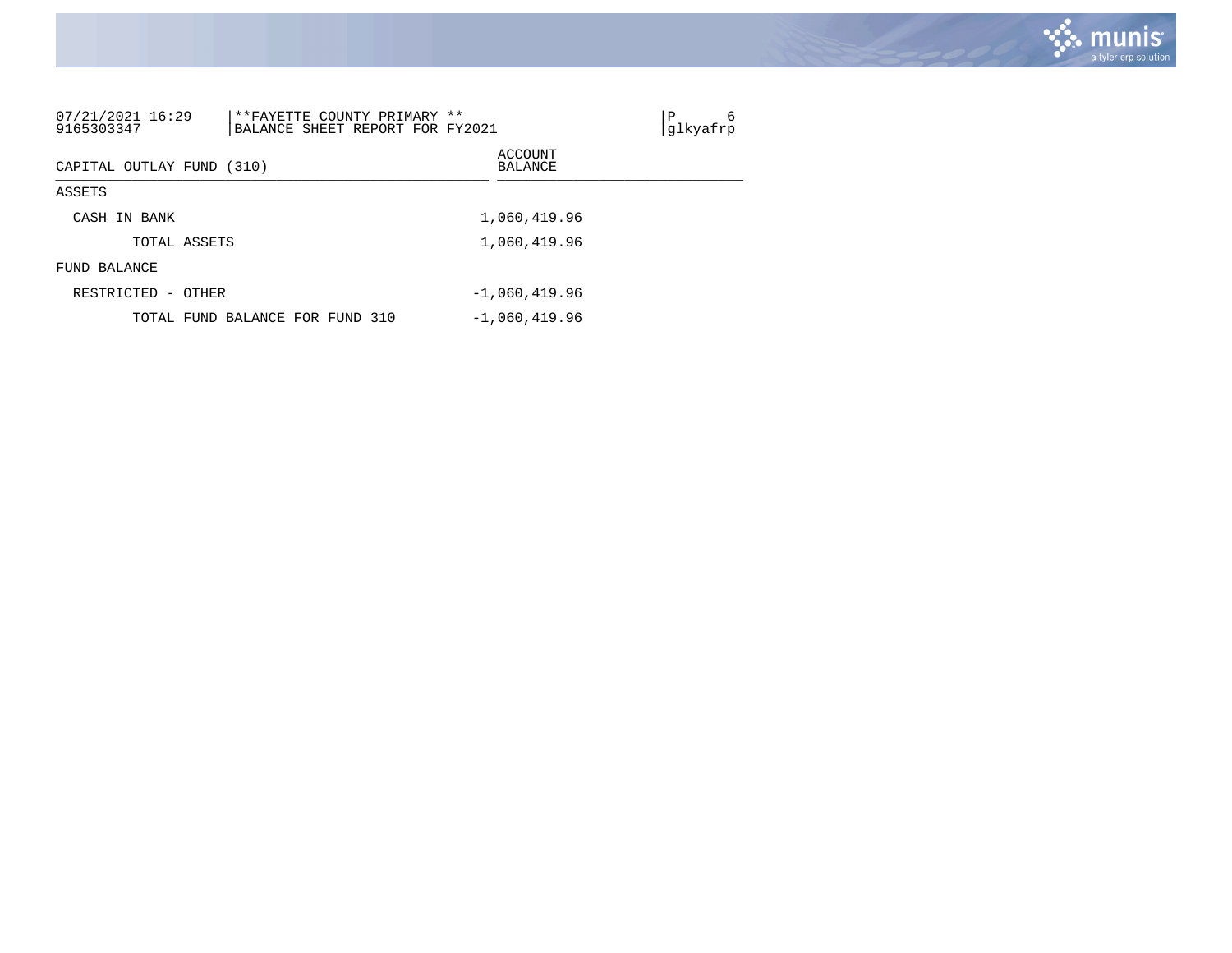07/21/2021 16:29 | **FAYETTE COUNTY PRIMARY **
9165303347 | BALANCE SHEET REPORT FOR FY2021

P 6
glkyafrp

| CAPITAL OUTLAY FUND (310) | ACCOUNT BALANCE |
| --- | --- |
| ASSETS | |
| CASH IN BANK | 1,060,419.96 |
| TOTAL ASSETS | 1,060,419.96 |
| FUND BALANCE | |
| RESTRICTED - OTHER | -1,060,419.96 |
| TOTAL FUND BALANCE FOR FUND 310 | -1,060,419.96 |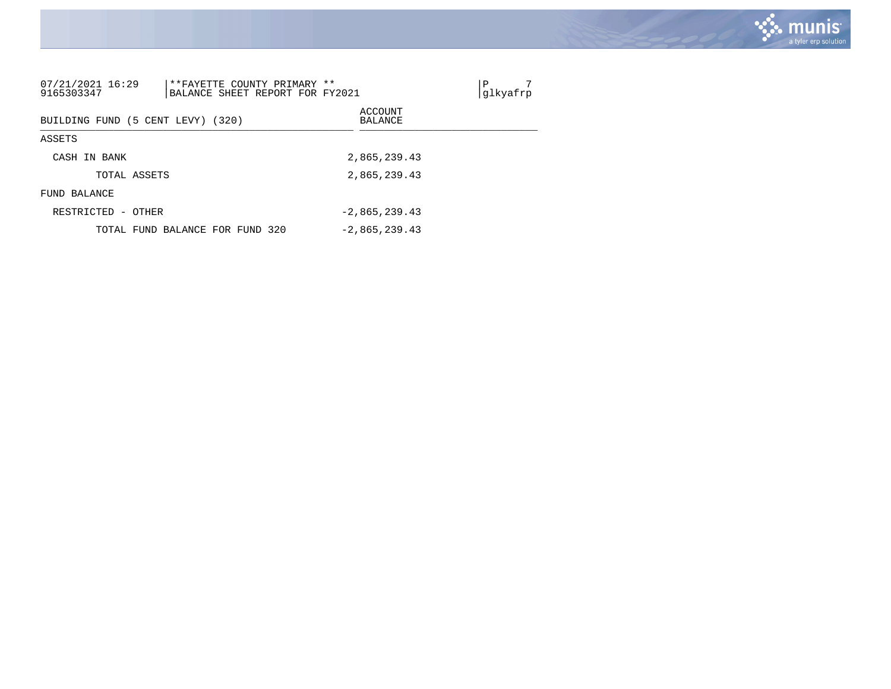07/21/2021 16:29 | **FAYETTE COUNTY PRIMARY **
9165303347 | BALANCE SHEET REPORT FOR FY2021

glkyafrp

| BUILDING FUND (5 CENT LEVY) (320) | ACCOUNT BALANCE |
|---|---|
| ASSETS | |
| CASH IN BANK | 2,865,239.43 |
| TOTAL ASSETS | 2,865,239.43 |
| FUND BALANCE | |
| RESTRICTED - OTHER | -2,865,239.43 |
| TOTAL FUND BALANCE FOR FUND 320 | -2,865,239.43 |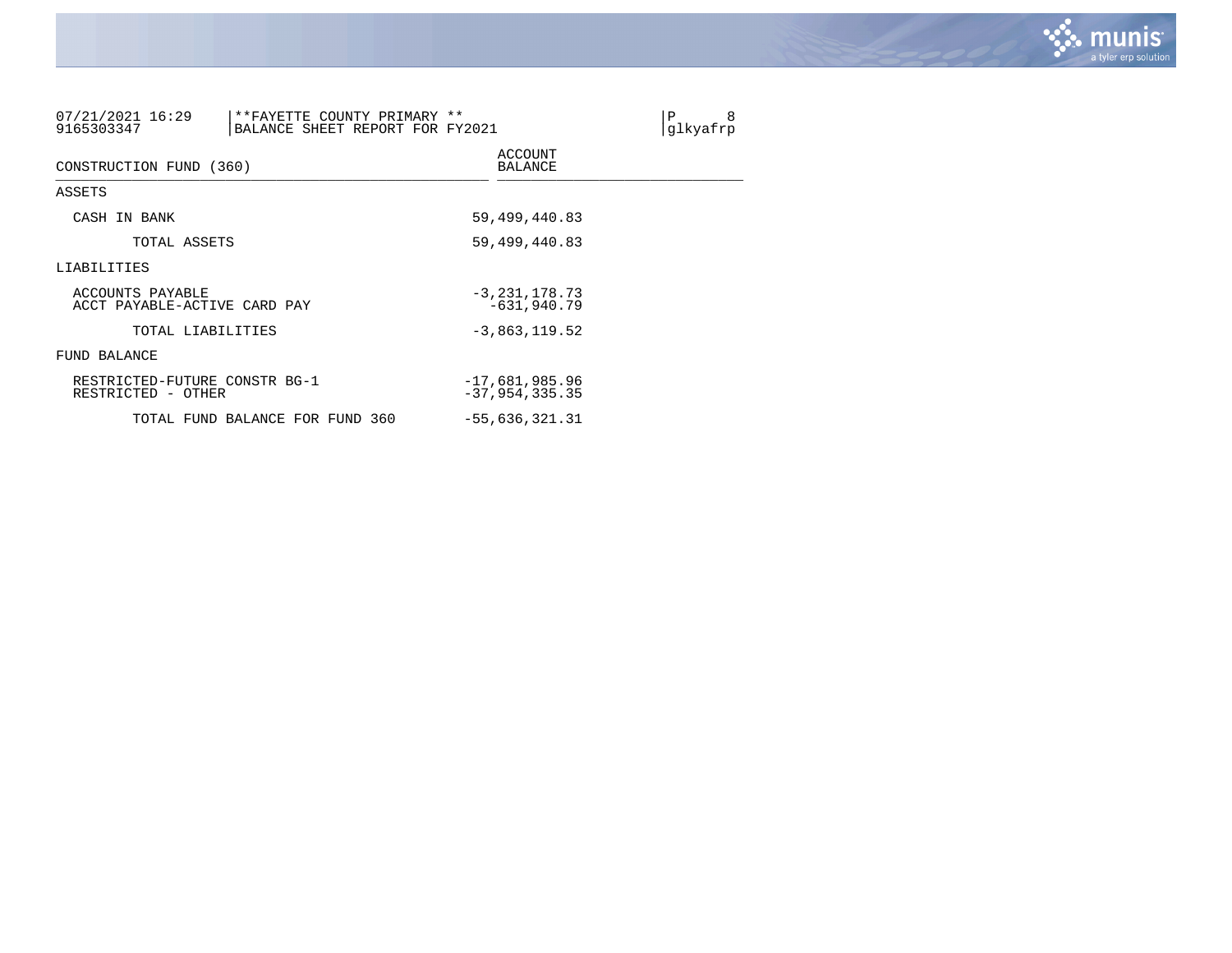07/21/2021 16:29 | **FAYETTE COUNTY PRIMARY **
9165303347 | BALANCE SHEET REPORT FOR FY2021

glkyafrp

| CONSTRUCTION FUND (360) | ACCOUNT BALANCE |
|---|---|
| ASSETS | |
| CASH IN BANK | 59,499,440.83 |
| TOTAL ASSETS | 59,499,440.83 |
| LIABILITIES | |
| ACCOUNTS PAYABLE | -3,231,178.73 |
| ACCT PAYABLE-ACTIVE CARD PAY | -631,940.79 |
| TOTAL LIABILITIES | -3,863,119.52 |
| FUND BALANCE | |
| RESTRICTED-FUTURE CONSTR BG-1 | -17,681,985.96 |
| RESTRICTED - OTHER | -37,954,335.35 |
| TOTAL FUND BALANCE FOR FUND 360 | -55,636,321.31 |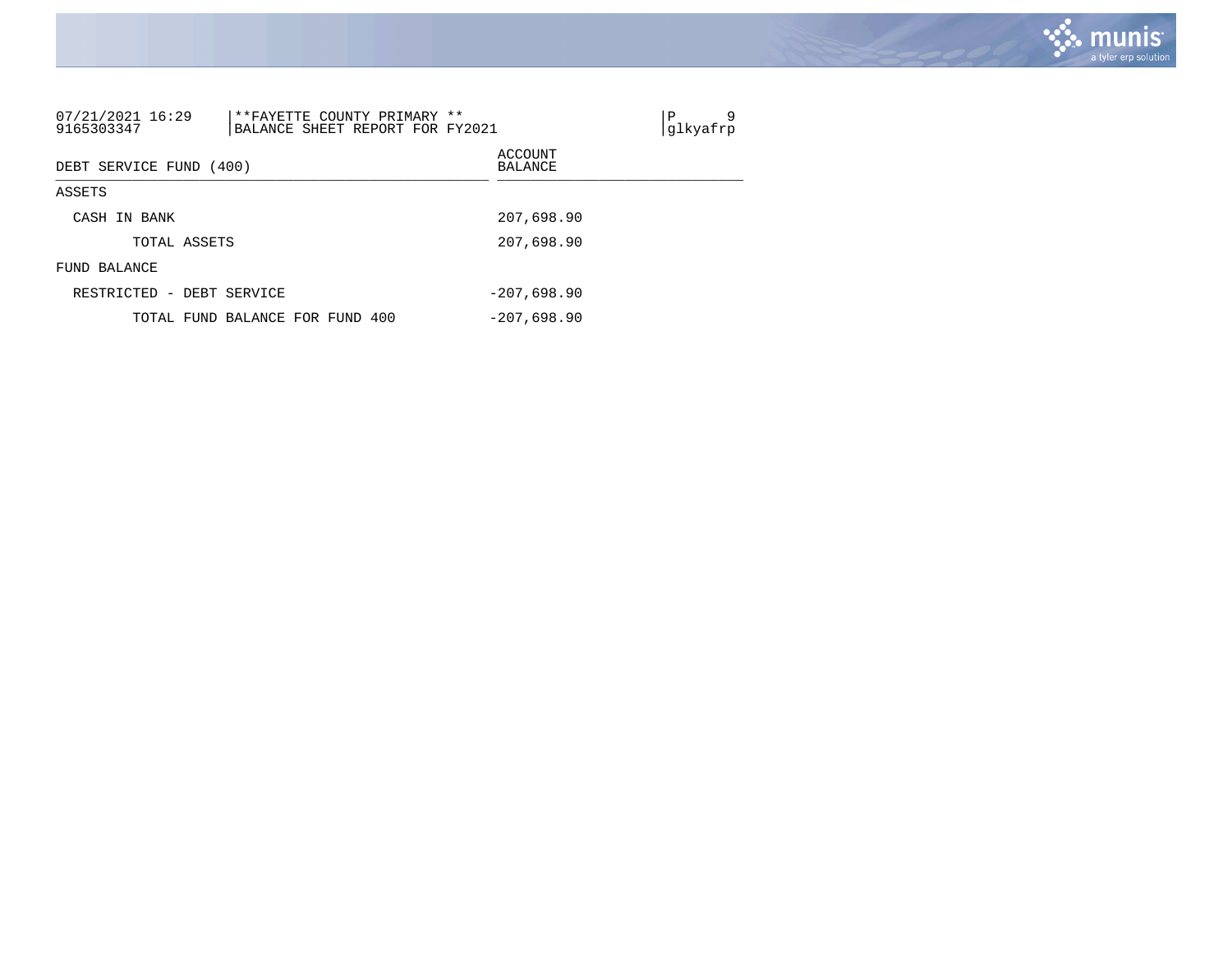07/21/2021 16:29 | **FAYETTE COUNTY PRIMARY **
9165303347 | BALANCE SHEET REPORT FOR FY2021

P 9
glkyafrp

| DEBT SERVICE FUND (400) | ACCOUNT BALANCE |
|---|---|
| ASSETS | |
| CASH IN BANK | 207,698.90 |
| TOTAL ASSETS | 207,698.90 |
| FUND BALANCE | |
| RESTRICTED - DEBT SERVICE | -207,698.90 |
| TOTAL FUND BALANCE FOR FUND 400 | -207,698.90 |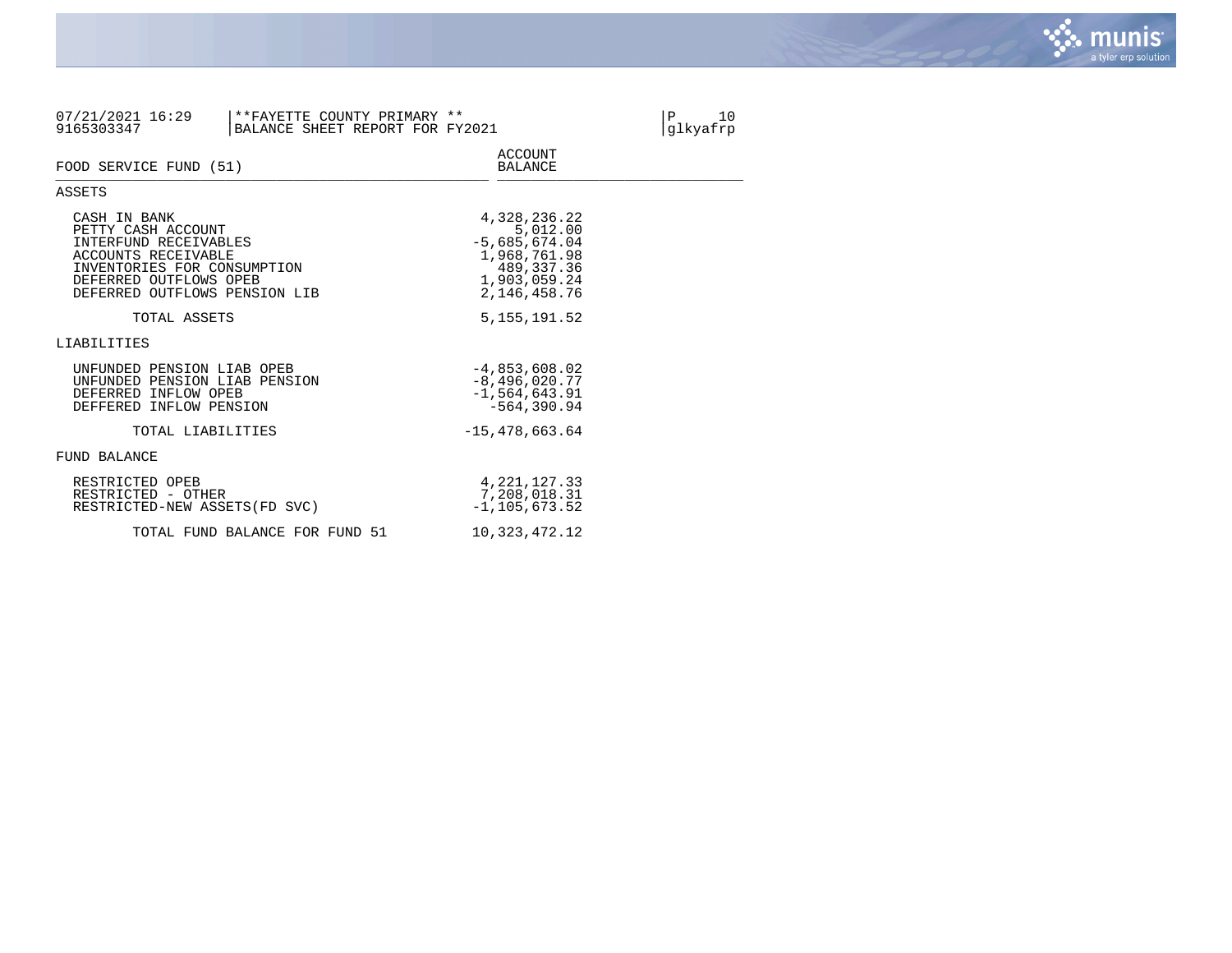07/21/2021 16:29 | **FAYETTE COUNTY PRIMARY **
9165303347 | BALANCE SHEET REPORT FOR FY2021

P 10
glkyafrp

| FOOD SERVICE FUND (51) | ACCOUNT BALANCE |
|---|---:|
| **ASSETS** | |
| CASH IN BANK | 4,328,236.22 |
| PETTY CASH ACCOUNT | 5,012.00 |
| INTERFUND RECEIVABLES | -5,685,674.04 |
| ACCOUNTS RECEIVABLE | 1,968,761.98 |
| INVENTORIES FOR CONSUMPTION | 489,337.36 |
| DEFERRED OUTFLOWS OPEB | 1,903,059.24 |
| DEFERRED OUTFLOWS PENSION LIB | 2,146,458.76 |
| TOTAL ASSETS | 5,155,191.52 |
| **LIABILITIES** | |
| UNFUNDED PENSION LIAB OPEB | -4,853,608.02 |
| UNFUNDED PENSION LIAB PENSION | -8,496,020.77 |
| DEFERRED INFLOW OPEB | -1,564,643.91 |
| DEFFERED INFLOW PENSION | -564,390.94 |
| TOTAL LIABILITIES | -15,478,663.64 |
| **FUND BALANCE** | |
| RESTRICTED OPEB | 4,221,127.33 |
| RESTRICTED - OTHER | 7,208,018.31 |
| RESTRICTED-NEW ASSETS(FD SVC) | -1,105,673.52 |
| TOTAL FUND BALANCE FOR FUND 51 | 10,323,472.12 |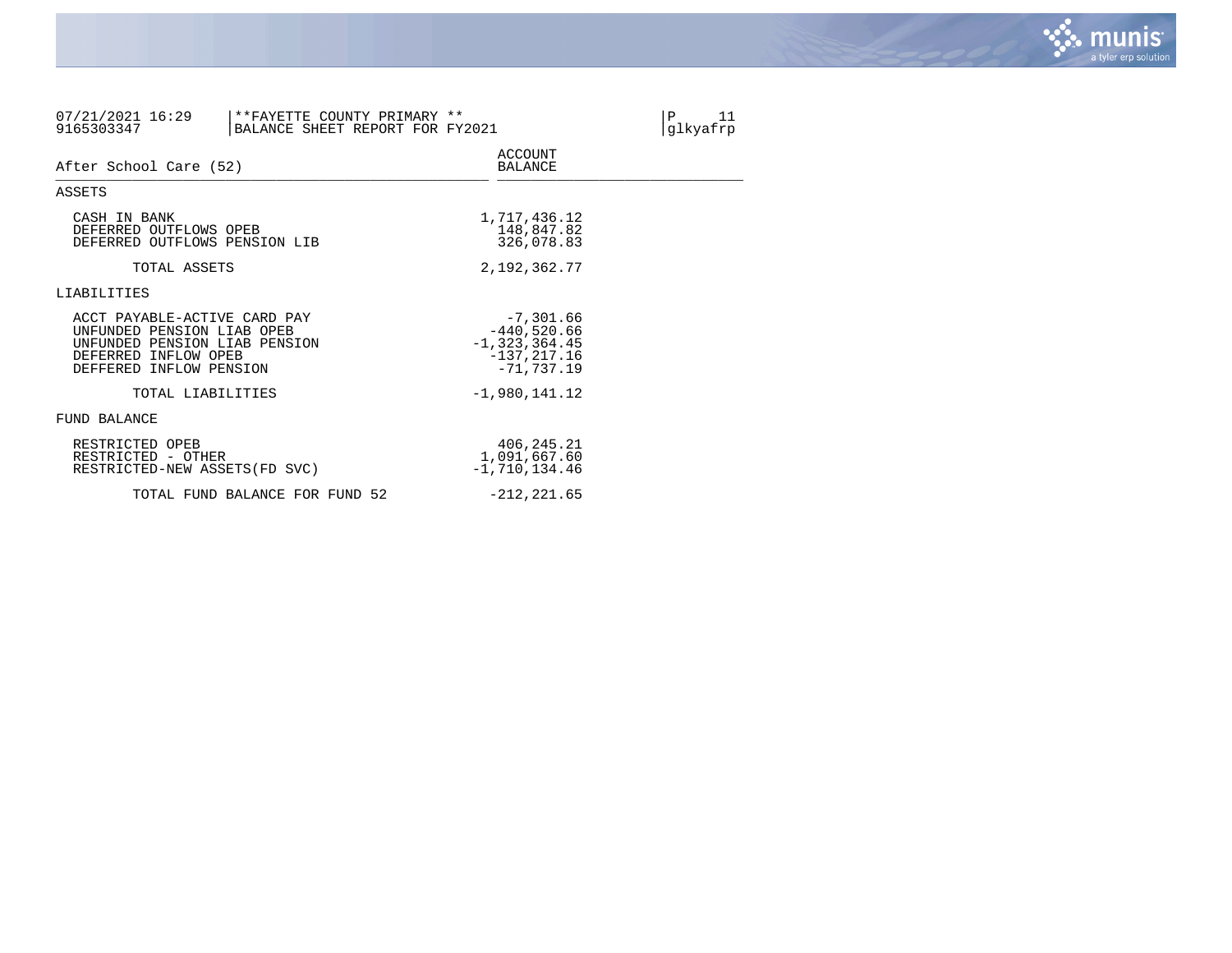07/21/2021 16:29 | **FAYETTE COUNTY PRIMARY **
9165303347 | BALANCE SHEET REPORT FOR FY2021

glkyafrp

| After School Care (52) | ACCOUNT BALANCE |
|---|---|
| **ASSETS** | |
| CASH IN BANK | 1,717,436.12 |
| DEFERRED OUTFLOWS OPEB | 148,847.82 |
| DEFERRED OUTFLOWS PENSION LIB | 326,078.83 |
| TOTAL ASSETS | 2,192,362.77 |
| **LIABILITIES** | |
| ACCT PAYABLE-ACTIVE CARD PAY | -7,301.66 |
| UNFUNDED PENSION LIAB OPEB | -440,520.66 |
| UNFUNDED PENSION LIAB PENSION | -1,323,364.45 |
| DEFERRED INFLOW OPEB | -137,217.16 |
| DEFFERED INFLOW PENSION | -71,737.19 |
| TOTAL LIABILITIES | -1,980,141.12 |
| **FUND BALANCE** | |
| RESTRICTED OPEB | 406,245.21 |
| RESTRICTED - OTHER | 1,091,667.60 |
| RESTRICTED-NEW ASSETS(FD SVC) | -1,710,134.46 |
| TOTAL FUND BALANCE FOR FUND 52 | -212,221.65 |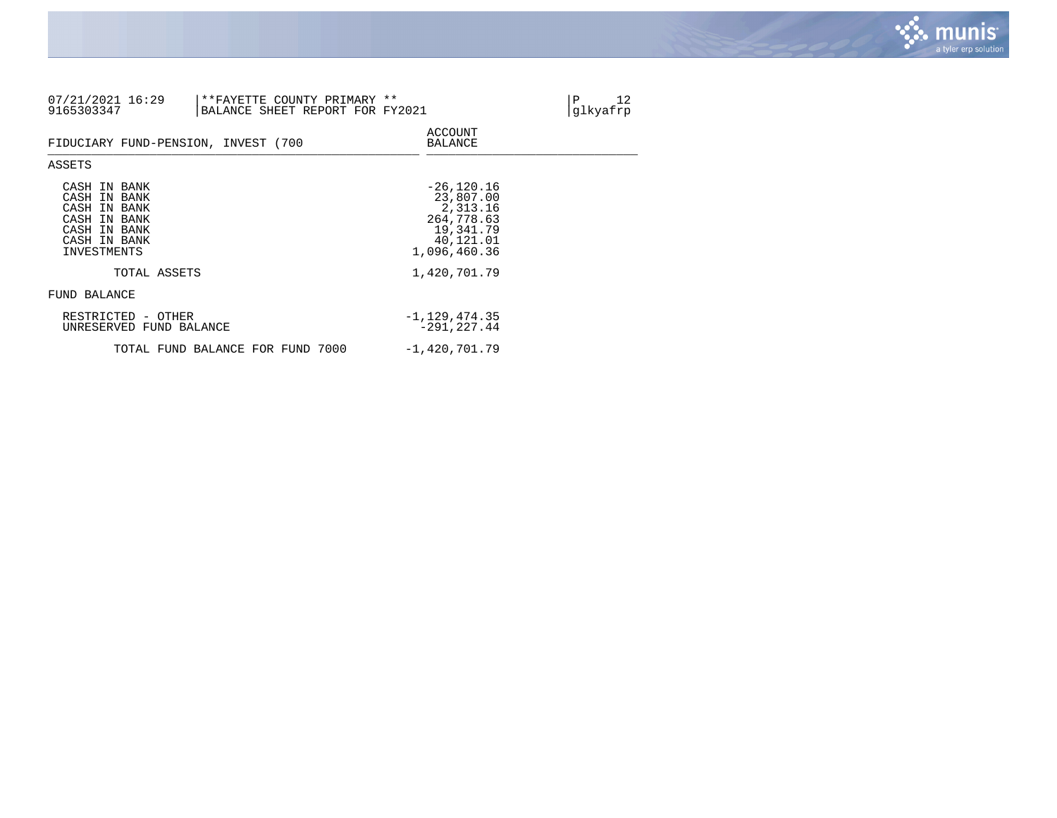07/21/2021 16:29 | **FAYETTE COUNTY PRIMARY **
9165303347 | BALANCE SHEET REPORT FOR FY2021

P 12
glkyafrp

| FIDUCIARY FUND-PENSION, INVEST (700 | ACCOUNT BALANCE |
|---|---|
| **ASSETS** | |
| CASH IN BANK | -26,120.16 |
| CASH IN BANK | 23,807.00 |
| CASH IN BANK | 2,313.16 |
| CASH IN BANK | 264,778.63 |
| CASH IN BANK | 19,341.79 |
| CASH IN BANK | 40,121.01 |
| INVESTMENTS | 1,096,460.36 |
| TOTAL ASSETS | 1,420,701.79 |
| **FUND BALANCE** | |
| RESTRICTED - OTHER | -1,129,474.35 |
| UNRESERVED FUND BALANCE | -291,227.44 |
| TOTAL FUND BALANCE FOR FUND 7000 | -1,420,701.79 |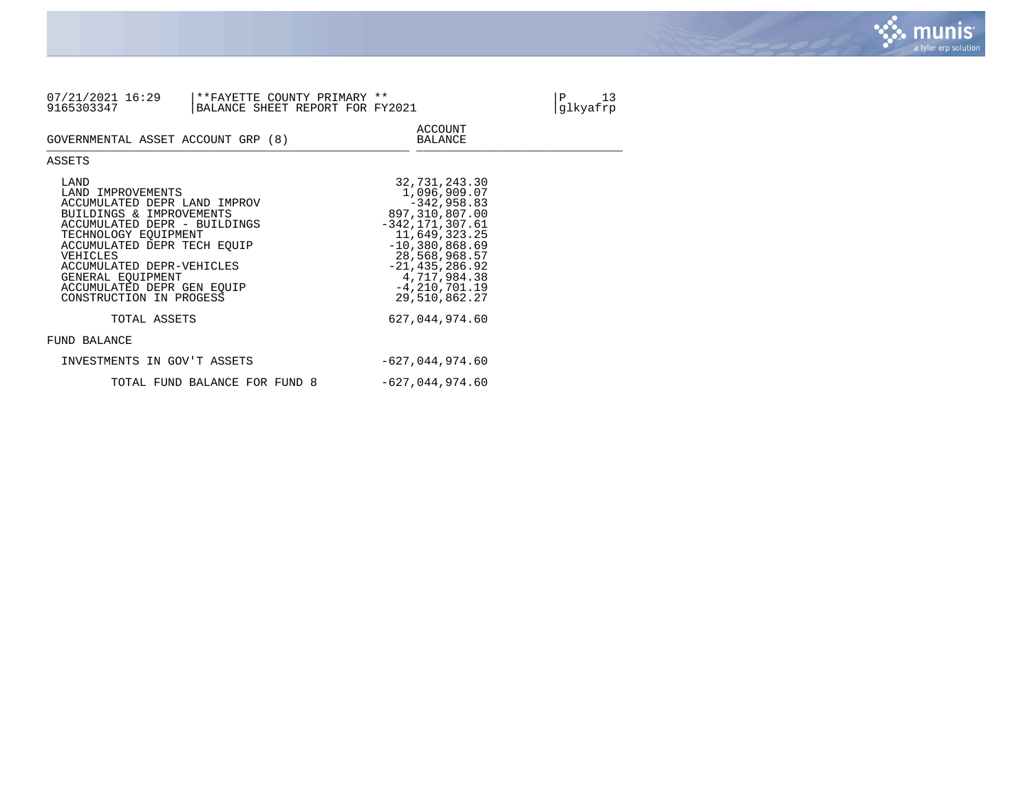07/21/2021 16:29 | **FAYETTE COUNTY PRIMARY **
9165303347 | BALANCE SHEET REPORT FOR FY2021

P 13
glkyafrp

| GOVERNMENTAL ASSET ACCOUNT GRP (8) | ACCOUNT BALANCE |
|---|---|
| **ASSETS** | |
| LAND | 32,731,243.30 |
| LAND IMPROVEMENTS | 1,096,909.07 |
| ACCUMULATED DEPR LAND IMPROV | -342,958.83 |
| BUILDINGS & IMPROVEMENTS | 897,310,807.00 |
| ACCUMULATED DEPR - BUILDINGS | -342,171,307.61 |
| TECHNOLOGY EQUIPMENT | 11,649,323.25 |
| ACCUMULATED DEPR TECH EQUIP | -10,380,868.69 |
| VEHICLES | 28,568,968.57 |
| ACCUMULATED DEPR-VEHICLES | -21,435,286.92 |
| GENERAL EQUIPMENT | 4,717,984.38 |
| ACCUMULATED DEPR GEN EQUIP | -4,210,701.19 |
| CONSTRUCTION IN PROGESS | 29,510,862.27 |
| TOTAL ASSETS | 627,044,974.60 |
| **FUND BALANCE** | |
| INVESTMENTS IN GOV'T ASSETS | -627,044,974.60 |
| TOTAL FUND BALANCE FOR FUND 8 | -627,044,974.60 |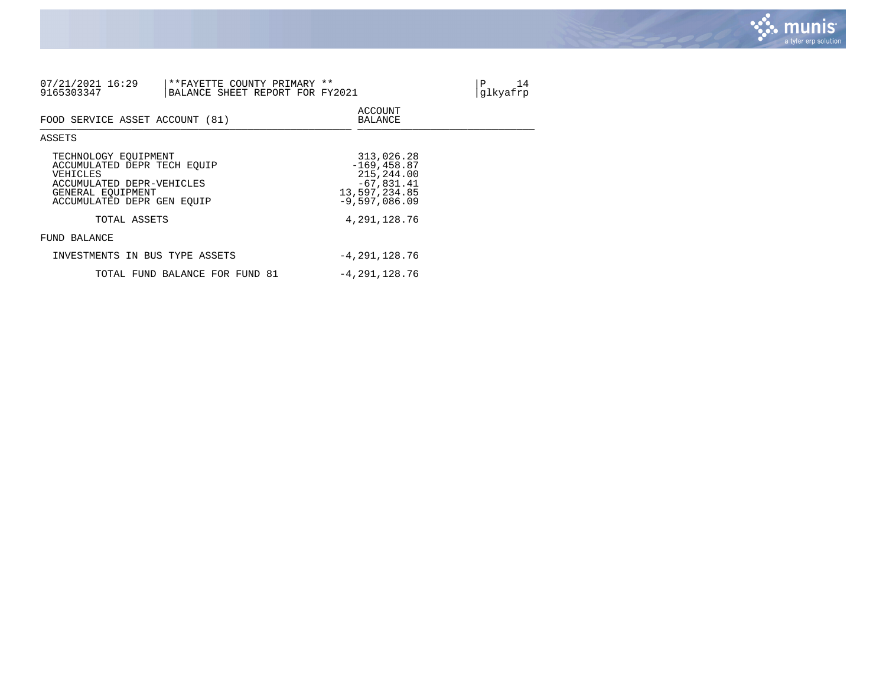07/21/2021 16:29 | **FAYETTE COUNTY PRIMARY **
9165303347 | BALANCE SHEET REPORT FOR FY2021

glkyafrp

| FOOD SERVICE ASSET ACCOUNT (81) | ACCOUNT BALANCE |
|---|---|
| **ASSETS** | |
| TECHNOLOGY EQUIPMENT | 313,026.28 |
| ACCUMULATED DEPR TECH EQUIP | -169,458.87 |
| VEHICLES | 215,244.00 |
| ACCUMULATED DEPR-VEHICLES | -67,831.41 |
| GENERAL EQUIPMENT | 13,597,234.85 |
| ACCUMULATED DEPR GEN EQUIP | -9,597,086.09 |
| TOTAL ASSETS | 4,291,128.76 |
| **FUND BALANCE** | |
| INVESTMENTS IN BUS TYPE ASSETS | -4,291,128.76 |
| TOTAL FUND BALANCE FOR FUND 81 | -4,291,128.76 |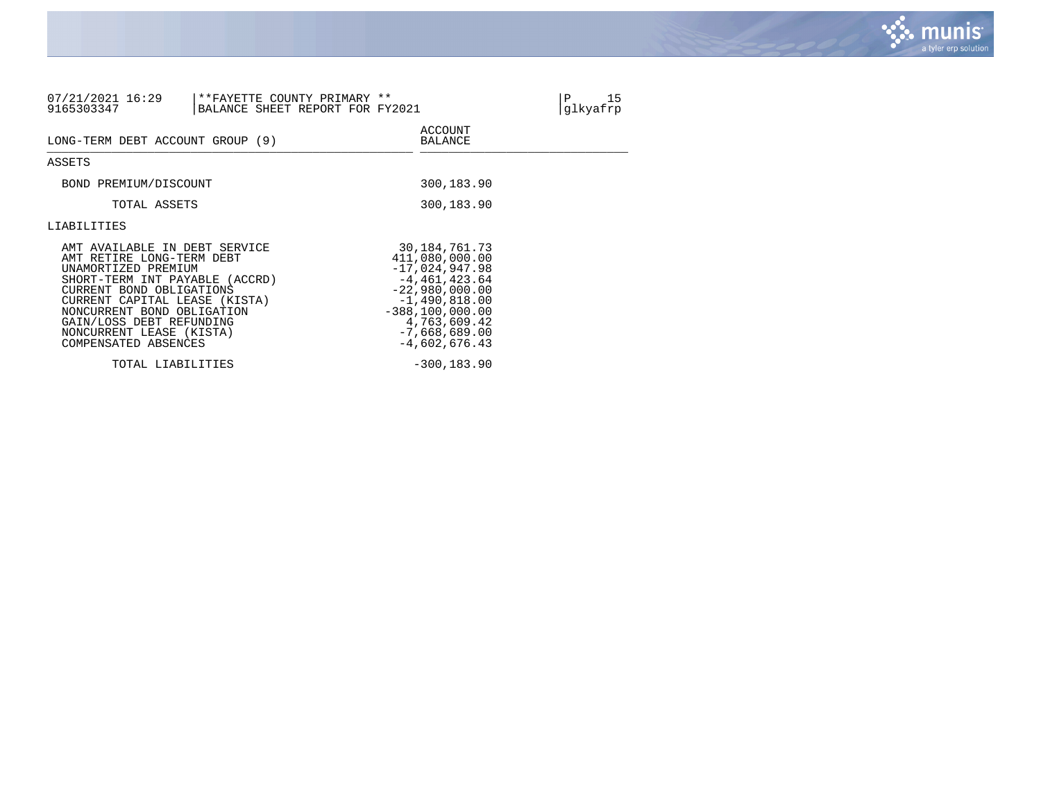07/21/2021 16:29 | **FAYETTE COUNTY PRIMARY ** | P 15
9165303347 | BALANCE SHEET REPORT FOR FY2021 | glkyafrp

| LONG-TERM DEBT ACCOUNT GROUP (9) | ACCOUNT BALANCE |
| --- | --- |
| **ASSETS** | |
| BOND PREMIUM/DISCOUNT | 300,183.90 |
| TOTAL ASSETS | 300,183.90 |
| **LIABILITIES** | |
| AMT AVAILABLE IN DEBT SERVICE | 30,184,761.73 |
| AMT RETIRE LONG-TERM DEBT | 411,080,000.00 |
| UNAMORTIZED PREMIUM | -17,024,947.98 |
| SHORT-TERM INT PAYABLE (ACCRD) | -4,461,423.64 |
| CURRENT BOND OBLIGATIONS | -22,980,000.00 |
| CURRENT CAPITAL LEASE (KISTA) | -1,490,818.00 |
| NONCURRENT BOND OBLIGATION | -388,100,000.00 |
| GAIN/LOSS DEBT REFUNDING | 4,763,609.42 |
| NONCURRENT LEASE (KISTA) | -7,668,689.00 |
| COMPENSATED ABSENCES | -4,602,676.43 |
| TOTAL LIABILITIES | -300,183.90 |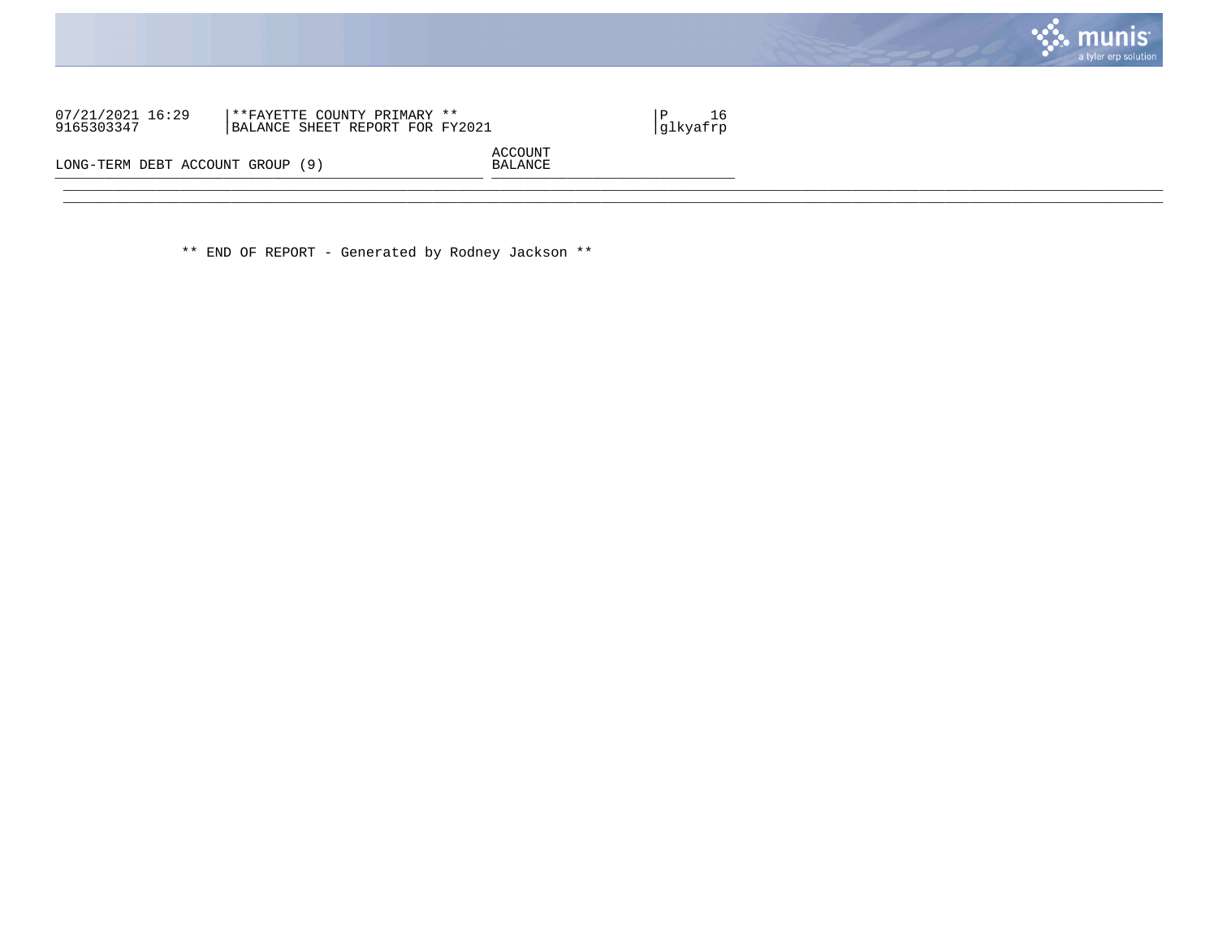| LONG-TERM DEBT ACCOUNT GROUP (9) | ACCOUNT BALANCE |
|---|---|

** END OF REPORT - Generated by Rodney Jackson **